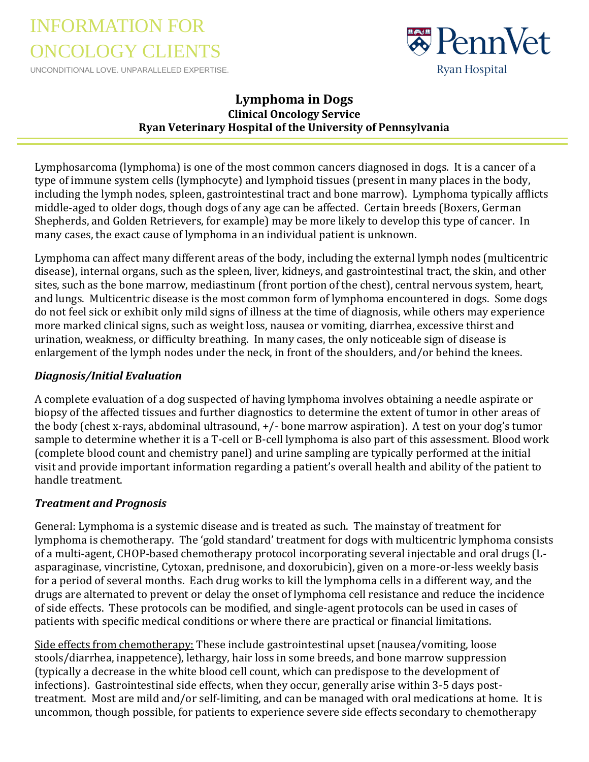# INFORMATION FOR ONCOLOGY CLIENTS

UNCONDITIONAL LOVE. UNPARALLELED EXPERTISE.

PennVet
Ryan Hospital

## Lymphoma in Dogs

**Clinical Oncology Service**
**Ryan Veterinary Hospital of the University of Pennsylvania**

Lymphosarcoma (lymphoma) is one of the most common cancers diagnosed in dogs. It is a cancer of a type of immune system cells (lymphocyte) and lymphoid tissues (present in many places in the body, including the lymph nodes, spleen, gastrointestinal tract and bone marrow). Lymphoma typically afflicts middle-aged to older dogs, though dogs of any age can be affected. Certain breeds (Boxers, German Shepherds, and Golden Retrievers, for example) may be more likely to develop this type of cancer. In many cases, the exact cause of lymphoma in an individual patient is unknown.

Lymphoma can affect many different areas of the body, including the external lymph nodes (multicentric disease), internal organs, such as the spleen, liver, kidneys, and gastrointestinal tract, the skin, and other sites, such as the bone marrow, mediastinum (front portion of the chest), central nervous system, heart, and lungs. Multicentric disease is the most common form of lymphoma encountered in dogs. Some dogs do not feel sick or exhibit only mild signs of illness at the time of diagnosis, while others may experience more marked clinical signs, such as weight loss, nausea or vomiting, diarrhea, excessive thirst and urination, weakness, or difficulty breathing. In many cases, the only noticeable sign of disease is enlargement of the lymph nodes under the neck, in front of the shoulders, and/or behind the knees.

### *Diagnosis/Initial Evaluation*

A complete evaluation of a dog suspected of having lymphoma involves obtaining a needle aspirate or biopsy of the affected tissues and further diagnostics to determine the extent of tumor in other areas of the body (chest x-rays, abdominal ultrasound, +/- bone marrow aspiration). A test on your dog's tumor sample to determine whether it is a T-cell or B-cell lymphoma is also part of this assessment. Blood work (complete blood count and chemistry panel) and urine sampling are typically performed at the initial visit and provide important information regarding a patient's overall health and ability of the patient to handle treatment.

### *Treatment and Prognosis*

General: Lymphoma is a systemic disease and is treated as such. The mainstay of treatment for lymphoma is chemotherapy. The 'gold standard' treatment for dogs with multicentric lymphoma consists of a multi-agent, CHOP-based chemotherapy protocol incorporating several injectable and oral drugs (L-asparaginase, vincristine, Cytoxan, prednisone, and doxorubicin), given on a more-or-less weekly basis for a period of several months. Each drug works to kill the lymphoma cells in a different way, and the drugs are alternated to prevent or delay the onset of lymphoma cell resistance and reduce the incidence of side effects. These protocols can be modified, and single-agent protocols can be used in cases of patients with specific medical conditions or where there are practical or financial limitations.

<u>Side effects from chemotherapy:</u> These include gastrointestinal upset (nausea/vomiting, loose stools/diarrhea, inappetence), lethargy, hair loss in some breeds, and bone marrow suppression (typically a decrease in the white blood cell count, which can predispose to the development of infections). Gastrointestinal side effects, when they occur, generally arise within 3-5 days post-treatment. Most are mild and/or self-limiting, and can be managed with oral medications at home. It is uncommon, though possible, for patients to experience severe side effects secondary to chemotherapy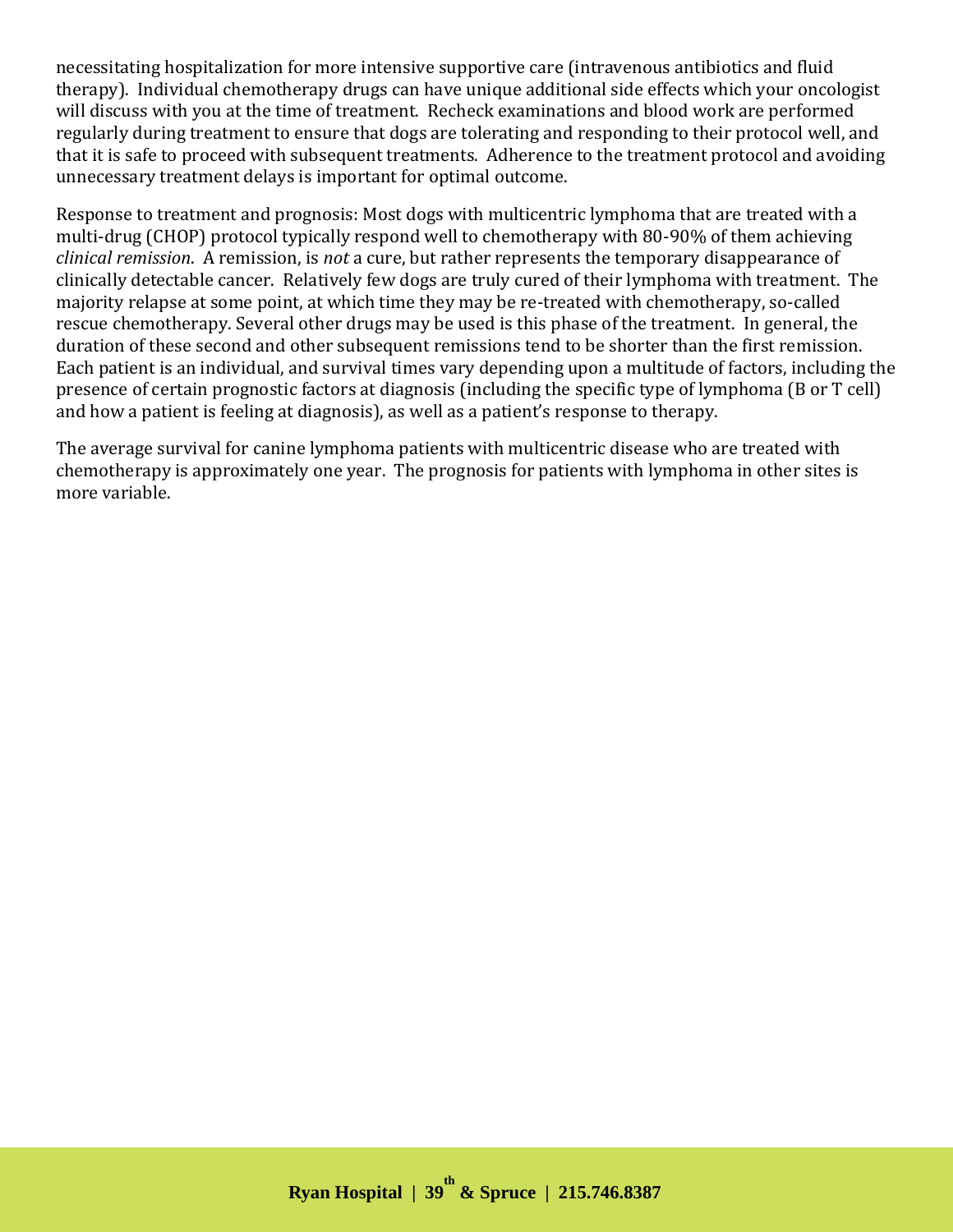necessitating hospitalization for more intensive supportive care (intravenous antibiotics and fluid therapy). Individual chemotherapy drugs can have unique additional side effects which your oncologist will discuss with you at the time of treatment. Recheck examinations and blood work are performed regularly during treatment to ensure that dogs are tolerating and responding to their protocol well, and that it is safe to proceed with subsequent treatments. Adherence to the treatment protocol and avoiding unnecessary treatment delays is important for optimal outcome.

Response to treatment and prognosis: Most dogs with multicentric lymphoma that are treated with a multi-drug (CHOP) protocol typically respond well to chemotherapy with 80-90% of them achieving *clinical remission*. A remission, is *not* a cure, but rather represents the temporary disappearance of clinically detectable cancer. Relatively few dogs are truly cured of their lymphoma with treatment. The majority relapse at some point, at which time they may be re-treated with chemotherapy, so-called rescue chemotherapy. Several other drugs may be used is this phase of the treatment. In general, the duration of these second and other subsequent remissions tend to be shorter than the first remission. Each patient is an individual, and survival times vary depending upon a multitude of factors, including the presence of certain prognostic factors at diagnosis (including the specific type of lymphoma (B or T cell) and how a patient is feeling at diagnosis), as well as a patient's response to therapy.

The average survival for canine lymphoma patients with multicentric disease who are treated with chemotherapy is approximately one year. The prognosis for patients with lymphoma in other sites is more variable.